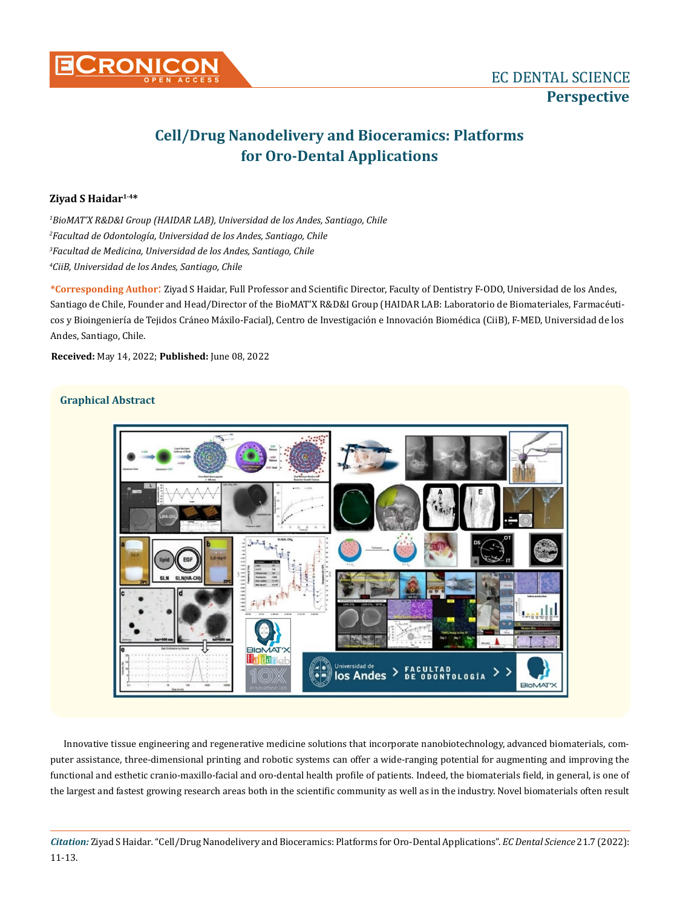# Cell/Drug Nanodelivery and Bioceramics: Platforms for Oro-Dental Applications

**Ziyad S Haidar**[1-4]*

[1]*BioMAT'X R&D&I Group (HAIDAR LAB), Universidad de los Andes, Santiago, Chile*
[2]*Facultad de Odontología, Universidad de los Andes, Santiago, Chile*
[3]*Facultad de Medicina, Universidad de los Andes, Santiago, Chile*
[4]*CiiB, Universidad de los Andes, Santiago, Chile*

**\*Corresponding Author:** Ziyad S Haidar, Full Professor and Scientific Director, Faculty of Dentistry F-ODO, Universidad de los Andes, Santiago de Chile, Founder and Head/Director of the BioMAT'X R&D&I Group (HAIDAR LAB: Laboratorio de Biomateriales, Farmacéuticos y Bioingeniería de Tejidos Cráneo Máxilo-Facial), Centro de Investigación e Innovación Biomédica (CiiB), F-MED, Universidad de los Andes, Santiago, Chile.

**Received:** May 14, 2022; **Published:** June 08, 2022

## Graphical Abstract

Innovative tissue engineering and regenerative medicine solutions that incorporate nanobiotechnology, advanced biomaterials, computer assistance, three-dimensional printing and robotic systems can offer a wide-ranging potential for augmenting and improving the functional and esthetic cranio-maxillo-facial and oro-dental health profile of patients. Indeed, the biomaterials field, in general, is one of the largest and fastest growing research areas both in the scientific community as well as in the industry. Novel biomaterials often result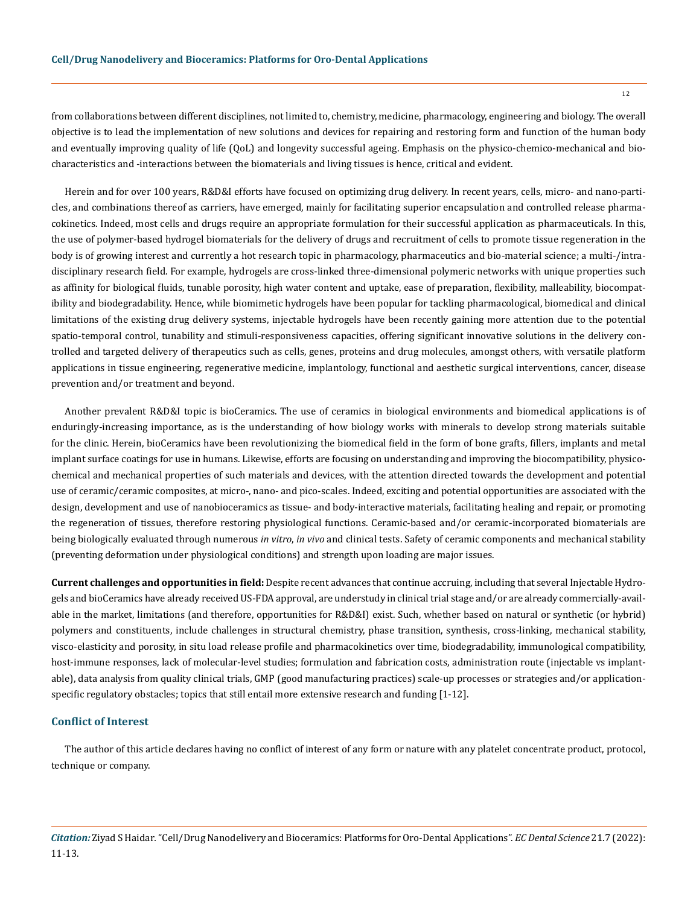from collaborations between different disciplines, not limited to, chemistry, medicine, pharmacology, engineering and biology. The overall objective is to lead the implementation of new solutions and devices for repairing and restoring form and function of the human body and eventually improving quality of life (QoL) and longevity successful ageing. Emphasis on the physico-chemico-mechanical and bio-characteristics and -interactions between the biomaterials and living tissues is hence, critical and evident.

Herein and for over 100 years, R&D&I efforts have focused on optimizing drug delivery. In recent years, cells, micro- and nano-particles, and combinations thereof as carriers, have emerged, mainly for facilitating superior encapsulation and controlled release pharmacokinetics. Indeed, most cells and drugs require an appropriate formulation for their successful application as pharmaceuticals. In this, the use of polymer-based hydrogel biomaterials for the delivery of drugs and recruitment of cells to promote tissue regeneration in the body is of growing interest and currently a hot research topic in pharmacology, pharmaceutics and bio-material science; a multi-/intra-disciplinary research field. For example, hydrogels are cross-linked three-dimensional polymeric networks with unique properties such as affinity for biological fluids, tunable porosity, high water content and uptake, ease of preparation, flexibility, malleability, biocompatibility and biodegradability. Hence, while biomimetic hydrogels have been popular for tackling pharmacological, biomedical and clinical limitations of the existing drug delivery systems, injectable hydrogels have been recently gaining more attention due to the potential spatio-temporal control, tunability and stimuli-responsiveness capacities, offering significant innovative solutions in the delivery controlled and targeted delivery of therapeutics such as cells, genes, proteins and drug molecules, amongst others, with versatile platform applications in tissue engineering, regenerative medicine, implantology, functional and aesthetic surgical interventions, cancer, disease prevention and/or treatment and beyond.

Another prevalent R&D&I topic is bioCeramics. The use of ceramics in biological environments and biomedical applications is of enduringly-increasing importance, as is the understanding of how biology works with minerals to develop strong materials suitable for the clinic. Herein, bioCeramics have been revolutionizing the biomedical field in the form of bone grafts, fillers, implants and metal implant surface coatings for use in humans. Likewise, efforts are focusing on understanding and improving the biocompatibility, physico-chemical and mechanical properties of such materials and devices, with the attention directed towards the development and potential use of ceramic/ceramic composites, at micro-, nano- and pico-scales. Indeed, exciting and potential opportunities are associated with the design, development and use of nanobioceramics as tissue- and body-interactive materials, facilitating healing and repair, or promoting the regeneration of tissues, therefore restoring physiological functions. Ceramic-based and/or ceramic-incorporated biomaterials are being biologically evaluated through numerous *in vitro*, *in vivo* and clinical tests. Safety of ceramic components and mechanical stability (preventing deformation under physiological conditions) and strength upon loading are major issues.

**Current challenges and opportunities in field:** Despite recent advances that continue accruing, including that several Injectable Hydrogels and bioCeramics have already received US-FDA approval, are understudy in clinical trial stage and/or are already commercially-available in the market, limitations (and therefore, opportunities for R&D&I) exist. Such, whether based on natural or synthetic (or hybrid) polymers and constituents, include challenges in structural chemistry, phase transition, synthesis, cross-linking, mechanical stability, visco-elasticity and porosity, in situ load release profile and pharmacokinetics over time, biodegradability, immunological compatibility, host-immune responses, lack of molecular-level studies; formulation and fabrication costs, administration route (injectable vs implantable), data analysis from quality clinical trials, GMP (good manufacturing practices) scale-up processes or strategies and/or application-specific regulatory obstacles; topics that still entail more extensive research and funding [1-12].

## Conflict of Interest

The author of this article declares having no conflict of interest of any form or nature with any platelet concentrate product, protocol, technique or company.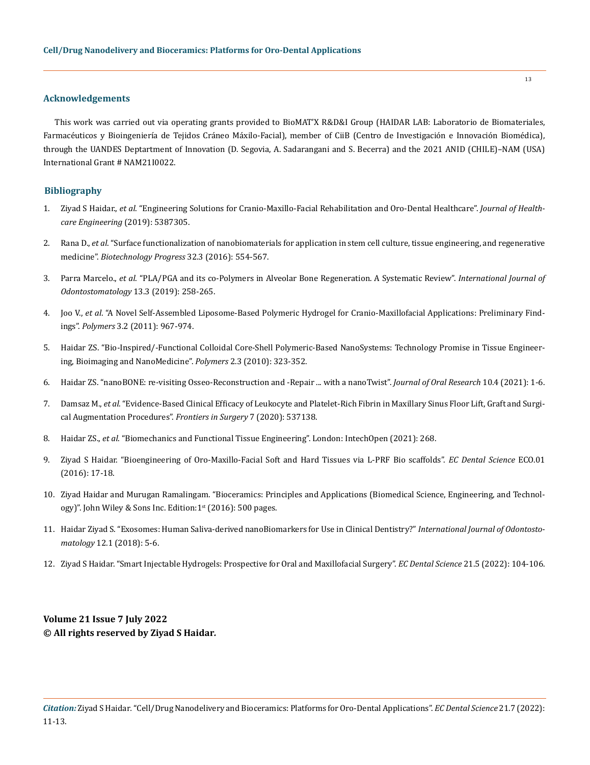## Acknowledgements

This work was carried out via operating grants provided to BioMAT'X R&D&I Group (HAIDAR LAB: Laboratorio de Biomateriales, Farmacéuticos y Bioingeniería de Tejidos Cráneo Máxilo-Facial), member of CiiB (Centro de Investigación e Innovación Biomédica), through the UANDES Deptartment of Innovation (D. Segovia, A. Sadarangani and S. Becerra) and the 2021 ANID (CHILE)–NAM (USA) International Grant # NAM21I0022.

## Bibliography

1. Ziyad S Haidar., *et al*. "Engineering Solutions for Cranio-Maxillo-Facial Rehabilitation and Oro-Dental Healthcare". *Journal of Healthcare Engineering* (2019): 5387305.
2. Rana D., *et al*. "Surface functionalization of nanobiomaterials for application in stem cell culture, tissue engineering, and regenerative medicine". *Biotechnology Progress* 32.3 (2016): 554-567.
3. Parra Marcelo., *et al*. "PLA/PGA and its co-Polymers in Alveolar Bone Regeneration. A Systematic Review". *International Journal of Odontostomatology* 13.3 (2019): 258-265.
4. Joo V., *et al*. "A Novel Self-Assembled Liposome-Based Polymeric Hydrogel for Cranio-Maxillofacial Applications: Preliminary Findings". *Polymers* 3.2 (2011): 967-974.
5. Haidar ZS. "Bio-Inspired/-Functional Colloidal Core-Shell Polymeric-Based NanoSystems: Technology Promise in Tissue Engineering, Bioimaging and NanoMedicine". *Polymers* 2.3 (2010): 323-352.
6. Haidar ZS. "nanoBONE: re-visiting Osseo-Reconstruction and -Repair ... with a nanoTwist". *Journal of Oral Research* 10.4 (2021): 1-6.
7. Damsaz M., *et al*. "Evidence-Based Clinical Efficacy of Leukocyte and Platelet-Rich Fibrin in Maxillary Sinus Floor Lift, Graft and Surgical Augmentation Procedures". *Frontiers in Surgery* 7 (2020): 537138.
8. Haidar ZS., *et al*. "Biomechanics and Functional Tissue Engineering". London: IntechOpen (2021): 268.
9. Ziyad S Haidar. "Bioengineering of Oro-Maxillo-Facial Soft and Hard Tissues via L-PRF Bio scaffolds". *EC Dental Science* ECO.01 (2016): 17-18.
10. Ziyad Haidar and Murugan Ramalingam. "Bioceramics: Principles and Applications (Biomedical Science, Engineering, and Technology)". John Wiley & Sons Inc. Edition:1st (2016): 500 pages.
11. Haidar Ziyad S. "Exosomes: Human Saliva-derived nanoBiomarkers for Use in Clinical Dentistry?" *International Journal of Odontostomatology* 12.1 (2018): 5-6.
12. Ziyad S Haidar. "Smart Injectable Hydrogels: Prospective for Oral and Maxillofacial Surgery". *EC Dental Science* 21.5 (2022): 104-106.

**Volume 21 Issue 7 July 2022**
**© All rights reserved by Ziyad S Haidar.**